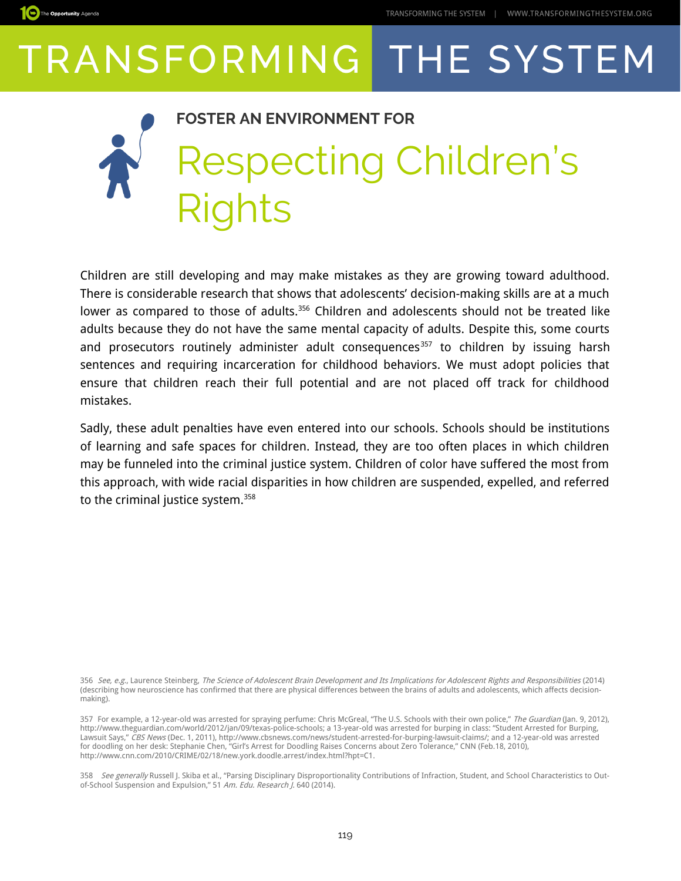# TRANSFORMING THE SYSTEM

**FOSTER AN ENVIRONMENT FOR**

## Respecting Children's Rights

Children are still developing and may make mistakes as they are growing toward adulthood. There is considerable research that shows that adolescents' decision-making skills are at a much lower as compared to those of adults.[356] Children and adolescents should not be treated like adults because they do not have the same mental capacity of adults. Despite this, some courts and prosecutors routinely administer adult consequences[357] to children by issuing harsh sentences and requiring incarceration for childhood behaviors. We must adopt policies that ensure that children reach their full potential and are not placed off track for childhood mistakes.

Sadly, these adult penalties have even entered into our schools. Schools should be institutions of learning and safe spaces for children. Instead, they are too often places in which children may be funneled into the criminal justice system. Children of color have suffered the most from this approach, with wide racial disparities in how children are suspended, expelled, and referred to the criminal justice system.[358]

356 *See, e.g.*, Laurence Steinberg, *The Science of Adolescent Brain Development and Its Implications for Adolescent Rights and Responsibilities* (2014) (describing how neuroscience has confirmed that there are physical differences between the brains of adults and adolescents, which affects decision-making).

357 For example, a 12-year-old was arrested for spraying perfume: Chris McGreal, "The U.S. Schools with their own police," *The Guardian* (Jan. 9, 2012), http://www.theguardian.com/world/2012/jan/09/texas-police-schools; a 13-year-old was arrested for burping in class: "Student Arrested for Burping, Lawsuit Says," *CBS News* (Dec. 1, 2011), http://www.cbsnews.com/news/student-arrested-for-burping-lawsuit-claims/; and a 12-year-old was arrested for doodling on her desk: Stephanie Chen, "Girl's Arrest for Doodling Raises Concerns about Zero Tolerance," CNN (Feb.18, 2010), http://www.cnn.com/2010/CRIME/02/18/new.york.doodle.arrest/index.html?hpt=C1.

358 *See generally* Russell J. Skiba et al., "Parsing Disciplinary Disproportionality Contributions of Infraction, Student, and School Characteristics to Out-of-School Suspension and Expulsion," 51 *Am. Edu. Research J.* 640 (2014).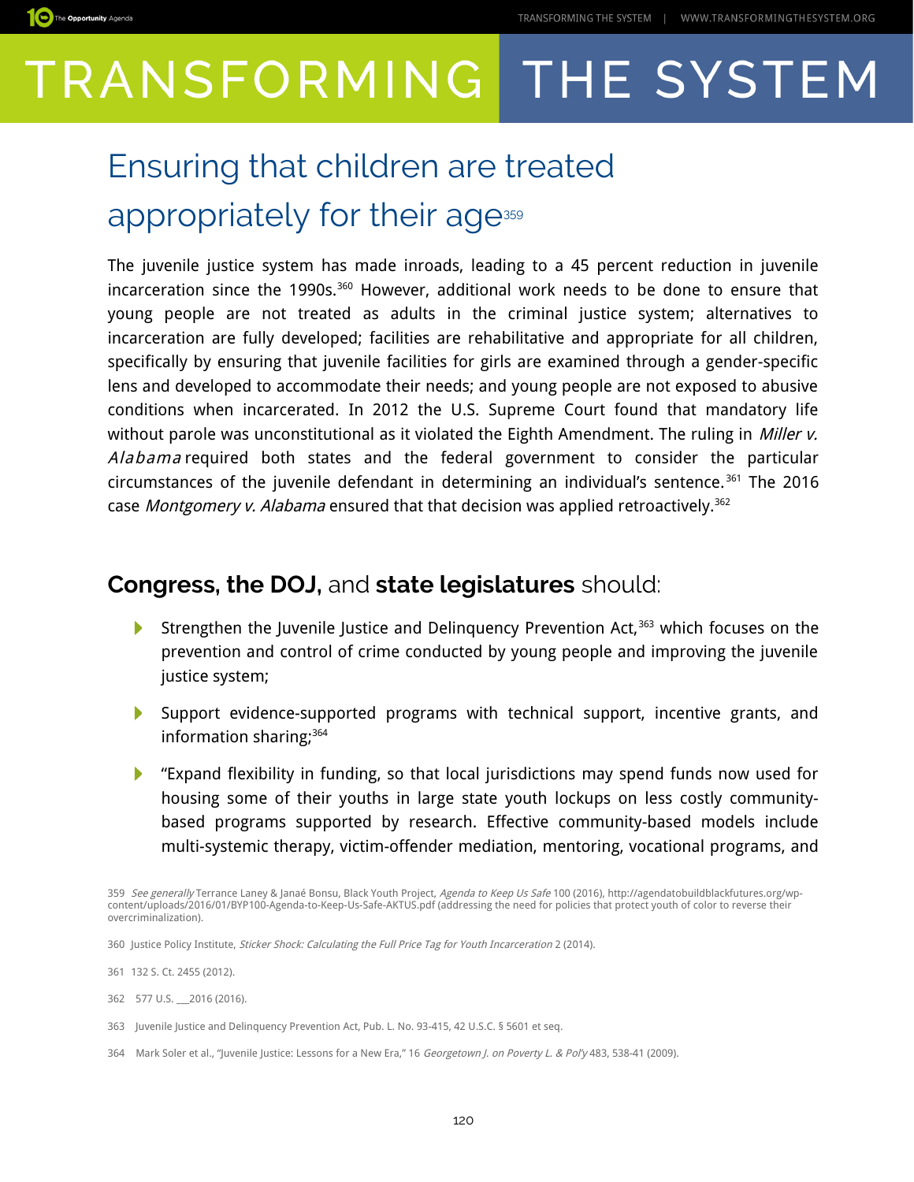## Ensuring that children are treated appropriately for their age[359]

The juvenile justice system has made inroads, leading to a 45 percent reduction in juvenile incarceration since the 1990s.[360] However, additional work needs to be done to ensure that young people are not treated as adults in the criminal justice system; alternatives to incarceration are fully developed; facilities are rehabilitative and appropriate for all children, specifically by ensuring that juvenile facilities for girls are examined through a gender-specific lens and developed to accommodate their needs; and young people are not exposed to abusive conditions when incarcerated. In 2012 the U.S. Supreme Court found that mandatory life without parole was unconstitutional as it violated the Eighth Amendment. The ruling in *Miller v. Alabama* required both states and the federal government to consider the particular circumstances of the juvenile defendant in determining an individual's sentence.[361] The 2016 case *Montgomery v. Alabama* ensured that that decision was applied retroactively.[362]

### **Congress, the DOJ,** and **state legislatures** should:

- Strengthen the Juvenile Justice and Delinquency Prevention Act,[363] which focuses on the prevention and control of crime conducted by young people and improving the juvenile justice system;
- Support evidence-supported programs with technical support, incentive grants, and information sharing;[364]
- "Expand flexibility in funding, so that local jurisdictions may spend funds now used for housing some of their youths in large state youth lockups on less costly community-based programs supported by research. Effective community-based models include multi-systemic therapy, victim-offender mediation, mentoring, vocational programs, and

---

359 *See generally* Terrance Laney & Janaé Bonsu, Black Youth Project, *Agenda to Keep Us Safe* 100 (2016), http://agendatobuildblackfutures.org/wp-content/uploads/2016/01/BYP100-Agenda-to-Keep-Us-Safe-AKTUS.pdf (addressing the need for policies that protect youth of color to reverse their overcriminalization).

360 Justice Policy Institute, *Sticker Shock: Calculating the Full Price Tag for Youth Incarceration* 2 (2014).

361 132 S. Ct. 2455 (2012).

362 577 U.S. ___2016 (2016).

363 Juvenile Justice and Delinquency Prevention Act, Pub. L. No. 93-415, 42 U.S.C. § 5601 et seq.

364 Mark Soler et al., "Juvenile Justice: Lessons for a New Era," 16 *Georgetown J. on Poverty L. & Pol'y* 483, 538-41 (2009).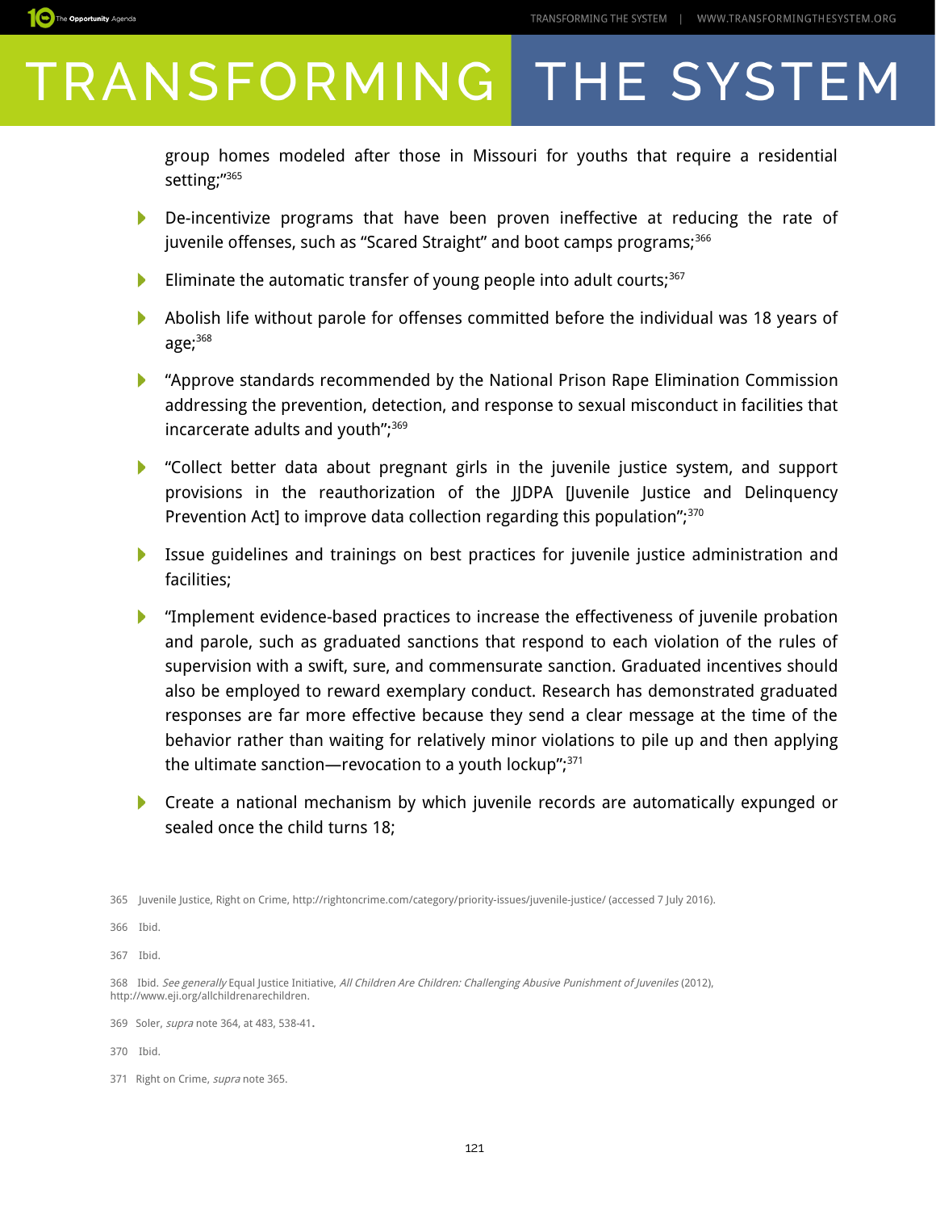group homes modeled after those in Missouri for youths that require a residential setting;"[365]

- De-incentivize programs that have been proven ineffective at reducing the rate of juvenile offenses, such as "Scared Straight" and boot camps programs;[366]
- Eliminate the automatic transfer of young people into adult courts;[367]
- Abolish life without parole for offenses committed before the individual was 18 years of age;[368]
- "Approve standards recommended by the National Prison Rape Elimination Commission addressing the prevention, detection, and response to sexual misconduct in facilities that incarcerate adults and youth";[369]
- "Collect better data about pregnant girls in the juvenile justice system, and support provisions in the reauthorization of the JJDPA [Juvenile Justice and Delinquency Prevention Act] to improve data collection regarding this population";[370]
- Issue guidelines and trainings on best practices for juvenile justice administration and facilities;
- "Implement evidence-based practices to increase the effectiveness of juvenile probation and parole, such as graduated sanctions that respond to each violation of the rules of supervision with a swift, sure, and commensurate sanction. Graduated incentives should also be employed to reward exemplary conduct. Research has demonstrated graduated responses are far more effective because they send a clear message at the time of the behavior rather than waiting for relatively minor violations to pile up and then applying the ultimate sanction—revocation to a youth lockup";[371]
- Create a national mechanism by which juvenile records are automatically expunged or sealed once the child turns 18;

---

365 Juvenile Justice, Right on Crime, http://rightoncrime.com/category/priority-issues/juvenile-justice/ (accessed 7 July 2016).

366 Ibid.

367 Ibid.

368 Ibid. *See generally* Equal Justice Initiative, *All Children Are Children: Challenging Abusive Punishment of Juveniles* (2012), http://www.eji.org/allchildrenarechildren.

369 Soler, *supra* note 364, at 483, 538-41.

370 Ibid.

371 Right on Crime, *supra* note 365.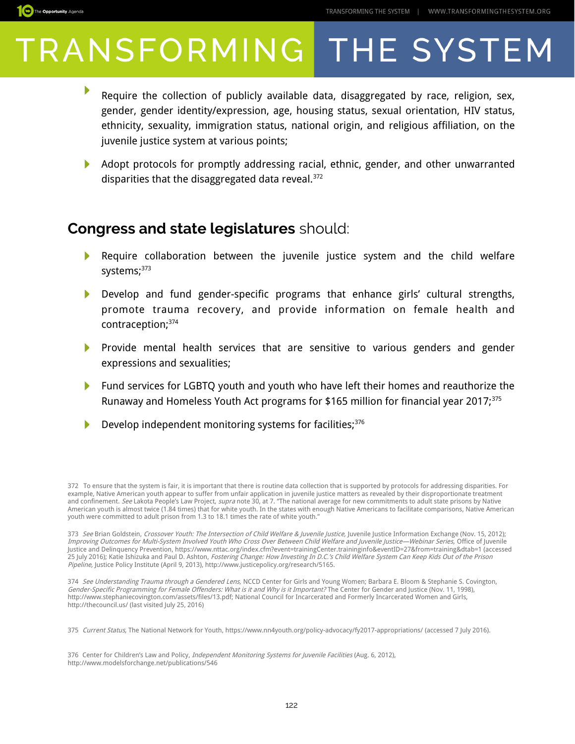- Require the collection of publicly available data, disaggregated by race, religion, sex, gender, gender identity/expression, age, housing status, sexual orientation, HIV status, ethnicity, sexuality, immigration status, national origin, and religious affiliation, on the juvenile justice system at various points;
- Adopt protocols for promptly addressing racial, ethnic, gender, and other unwarranted disparities that the disaggregated data reveal.[372]

## **Congress and state legislatures** should:

- Require collaboration between the juvenile justice system and the child welfare systems;[373]
- Develop and fund gender-specific programs that enhance girls' cultural strengths, promote trauma recovery, and provide information on female health and contraception;[374]
- Provide mental health services that are sensitive to various genders and gender expressions and sexualities;
- Fund services for LGBTQ youth and youth who have left their homes and reauthorize the Runaway and Homeless Youth Act programs for $165 million for financial year 2017;[375]
- Develop independent monitoring systems for facilities;[376]

---

372 To ensure that the system is fair, it is important that there is routine data collection that is supported by protocols for addressing disparities. For example, Native American youth appear to suffer from unfair application in juvenile justice matters as revealed by their disproportionate treatment and confinement. *See* Lakota People's Law Project, *supra* note 30, at 7. "The national average for new commitments to adult state prisons by Native American youth is almost twice (1.84 times) that for white youth. In the states with enough Native Americans to facilitate comparisons, Native American youth were committed to adult prison from 1.3 to 18.1 times the rate of white youth."

373 *See* Brian Goldstein, *Crossover Youth: The Intersection of Child Welfare & Juvenile Justice,* Juvenile Justice Information Exchange (Nov. 15, 2012); *Improving Outcomes for Multi-System Involved Youth Who Cross Over Between Child Welfare and Juvenile Justice—Webinar Series,* Office of Juvenile Justice and Delinquency Prevention, https://www.nttac.org/index.cfm?event=trainingCenter.traininginfo&eventID=27&from=training&dtab=1 (accessed 25 July 2016); Katie Ishizuka and Paul D. Ashton, *Fostering Change: How Investing In D.C.'s Child Welfare System Can Keep Kids Out of the Prison Pipeline,* Justice Policy Institute (April 9, 2013), http://www.justicepolicy.org/research/5165.

374 *See Understanding Trauma through a Gendered Lens,* NCCD Center for Girls and Young Women; Barbara E. Bloom & Stephanie S. Covington, *Gender-Specific Programming for Female Offenders: What is it and Why is it Important?* The Center for Gender and Justice (Nov. 11, 1998), http://www.stephaniecovington.com/assets/files/13.pdf; National Council for Incarcerated and Formerly Incarcerated Women and Girls, http://thecouncil.us/ (last visited July 25, 2016)

375 *Current Status,* The National Network for Youth, https://www.nn4youth.org/policy-advocacy/fy2017-appropriations/ (accessed 7 July 2016).

376 Center for Children's Law and Policy, *Independent Monitoring Systems for Juvenile Facilities* (Aug. 6, 2012), http://www.modelsforchange.net/publications/546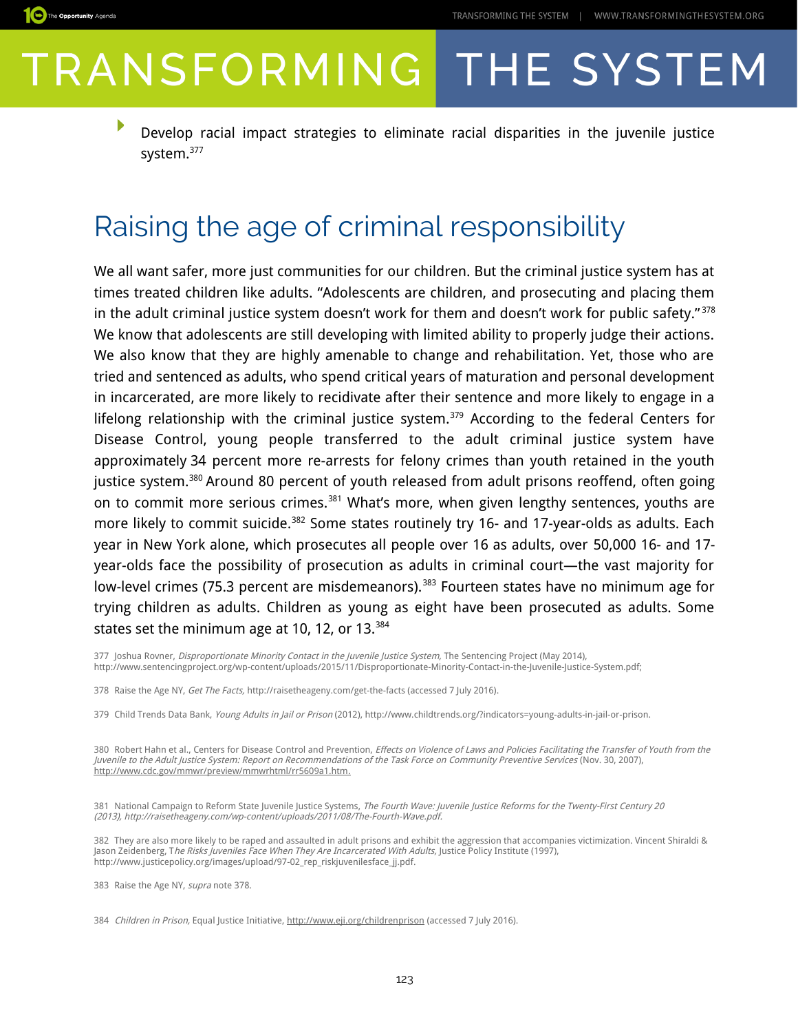- Develop racial impact strategies to eliminate racial disparities in the juvenile justice system.[377]

## Raising the age of criminal responsibility

We all want safer, more just communities for our children. But the criminal justice system has at times treated children like adults. "Adolescents are children, and prosecuting and placing them in the adult criminal justice system doesn't work for them and doesn't work for public safety."[378] We know that adolescents are still developing with limited ability to properly judge their actions. We also know that they are highly amenable to change and rehabilitation. Yet, those who are tried and sentenced as adults, who spend critical years of maturation and personal development in incarcerated, are more likely to recidivate after their sentence and more likely to engage in a lifelong relationship with the criminal justice system.[379] According to the federal Centers for Disease Control, young people transferred to the adult criminal justice system have approximately 34 percent more re-arrests for felony crimes than youth retained in the youth justice system.[380] Around 80 percent of youth released from adult prisons reoffend, often going on to commit more serious crimes.[381] What's more, when given lengthy sentences, youths are more likely to commit suicide.[382] Some states routinely try 16- and 17-year-olds as adults. Each year in New York alone, which prosecutes all people over 16 as adults, over 50,000 16- and 17-year-olds face the possibility of prosecution as adults in criminal court—the vast majority for low-level crimes (75.3 percent are misdemeanors).[383] Fourteen states have no minimum age for trying children as adults. Children as young as eight have been prosecuted as adults. Some states set the minimum age at 10, 12, or 13.[384]

377 Joshua Rovner, *Disproportionate Minority Contact in the Juvenile Justice System,* The Sentencing Project (May 2014), http://www.sentencingproject.org/wp-content/uploads/2015/11/Disproportionate-Minority-Contact-in-the-Juvenile-Justice-System.pdf;

378 Raise the Age NY, *Get The Facts,* http://raisetheageny.com/get-the-facts (accessed 7 July 2016).

379 Child Trends Data Bank, *Young Adults in Jail or Prison* (2012), http://www.childtrends.org/?indicators=young-adults-in-jail-or-prison.

380 Robert Hahn et al., Centers for Disease Control and Prevention, *Effects on Violence of Laws and Policies Facilitating the Transfer of Youth from the Juvenile to the Adult Justice System: Report on Recommendations of the Task Force on Community Preventive Services* (Nov. 30, 2007), http://www.cdc.gov/mmwr/preview/mmwrhtml/rr5609a1.htm.

381 National Campaign to Reform State Juvenile Justice Systems, *The Fourth Wave: Juvenile Justice Reforms for the Twenty-First Century 20 (2013), http://raisetheageny.com/wp-content/uploads/2011/08/The-Fourth-Wave.pdf.*

382 They are also more likely to be raped and assaulted in adult prisons and exhibit the aggression that accompanies victimization. Vincent Shiraldi & Jason Zeidenberg, T*he Risks Juveniles Face When They Are Incarcerated With Adults,* Justice Policy Institute (1997), http://www.justicepolicy.org/images/upload/97-02_rep_riskjuvenilesface_jj.pdf.

383 Raise the Age NY, *supra* note 378.

384 *Children in Prison,* Equal Justice Initiative, http://www.eji.org/childrenprison (accessed 7 July 2016).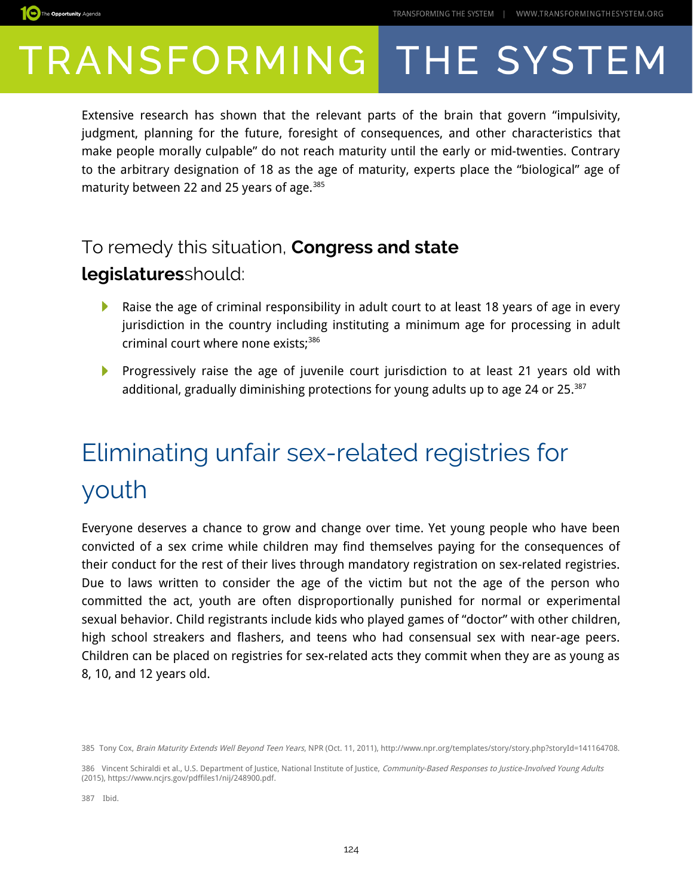Extensive research has shown that the relevant parts of the brain that govern "impulsivity, judgment, planning for the future, foresight of consequences, and other characteristics that make people morally culpable" do not reach maturity until the early or mid-twenties. Contrary to the arbitrary designation of 18 as the age of maturity, experts place the "biological" age of maturity between 22 and 25 years of age.[385]

### To remedy this situation, **Congress and state legislatures**should:

- Raise the age of criminal responsibility in adult court to at least 18 years of age in every jurisdiction in the country including instituting a minimum age for processing in adult criminal court where none exists;[386]
- Progressively raise the age of juvenile court jurisdiction to at least 21 years old with additional, gradually diminishing protections for young adults up to age 24 or 25.[387]

## Eliminating unfair sex-related registries for youth

Everyone deserves a chance to grow and change over time. Yet young people who have been convicted of a sex crime while children may find themselves paying for the consequences of their conduct for the rest of their lives through mandatory registration on sex-related registries. Due to laws written to consider the age of the victim but not the age of the person who committed the act, youth are often disproportionally punished for normal or experimental sexual behavior. Child registrants include kids who played games of "doctor" with other children, high school streakers and flashers, and teens who had consensual sex with near-age peers. Children can be placed on registries for sex-related acts they commit when they are as young as 8, 10, and 12 years old.

385 Tony Cox, *Brain Maturity Extends Well Beyond Teen Years*, NPR (Oct. 11, 2011), http://www.npr.org/templates/story/story.php?storyId=141164708.

386 Vincent Schiraldi et al., U.S. Department of Justice, National Institute of Justice, *Community-Based Responses to Justice-Involved Young Adults* (2015), https://www.ncjrs.gov/pdffiles1/nij/248900.pdf.

387 Ibid.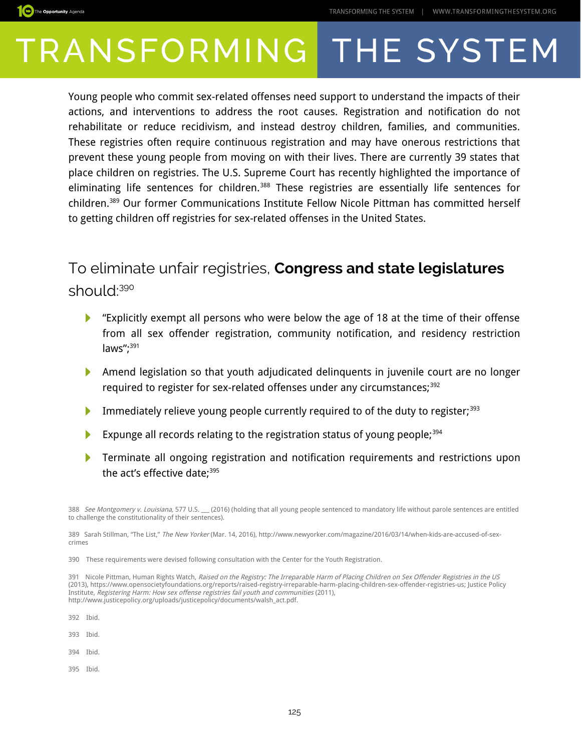Young people who commit sex-related offenses need support to understand the impacts of their actions, and interventions to address the root causes. Registration and notification do not rehabilitate or reduce recidivism, and instead destroy children, families, and communities. These registries often require continuous registration and may have onerous restrictions that prevent these young people from moving on with their lives. There are currently 39 states that place children on registries. The U.S. Supreme Court has recently highlighted the importance of eliminating life sentences for children.[388] These registries are essentially life sentences for children.[389] Our former Communications Institute Fellow Nicole Pittman has committed herself to getting children off registries for sex-related offenses in the United States.

## To eliminate unfair registries, **Congress and state legislatures** should:[390]

- "Explicitly exempt all persons who were below the age of 18 at the time of their offense from all sex offender registration, community notification, and residency restriction laws";[391]
- Amend legislation so that youth adjudicated delinquents in juvenile court are no longer required to register for sex-related offenses under any circumstances;[392]
- Immediately relieve young people currently required to of the duty to register;[393]
- Expunge all records relating to the registration status of young people;[394]
- Terminate all ongoing registration and notification requirements and restrictions upon the act's effective date;[395]

---

388 *See Montgomery v. Louisiana,* 577 U.S. __ (2016) (holding that all young people sentenced to mandatory life without parole sentences are entitled to challenge the constitutionality of their sentences).

389 Sarah Stillman, "The List," *The New Yorker* (Mar. 14, 2016), http://www.newyorker.com/magazine/2016/03/14/when-kids-are-accused-of-sex-crimes

390 These requirements were devised following consultation with the Center for the Youth Registration.

391 Nicole Pittman, Human Rights Watch, *Raised on the Registry: The Irreparable Harm of Placing Children on Sex Offender Registries in the US* (2013), https://www.opensocietyfoundations.org/reports/raised-registry-irreparable-harm-placing-children-sex-offender-registries-us; Justice Policy Institute, *Registering Harm: How sex offense registries fail youth and communities* (2011), http://www.justicepolicy.org/uploads/justicepolicy/documents/walsh_act.pdf.

392 Ibid.

393 Ibid.

394 Ibid.

395 Ibid.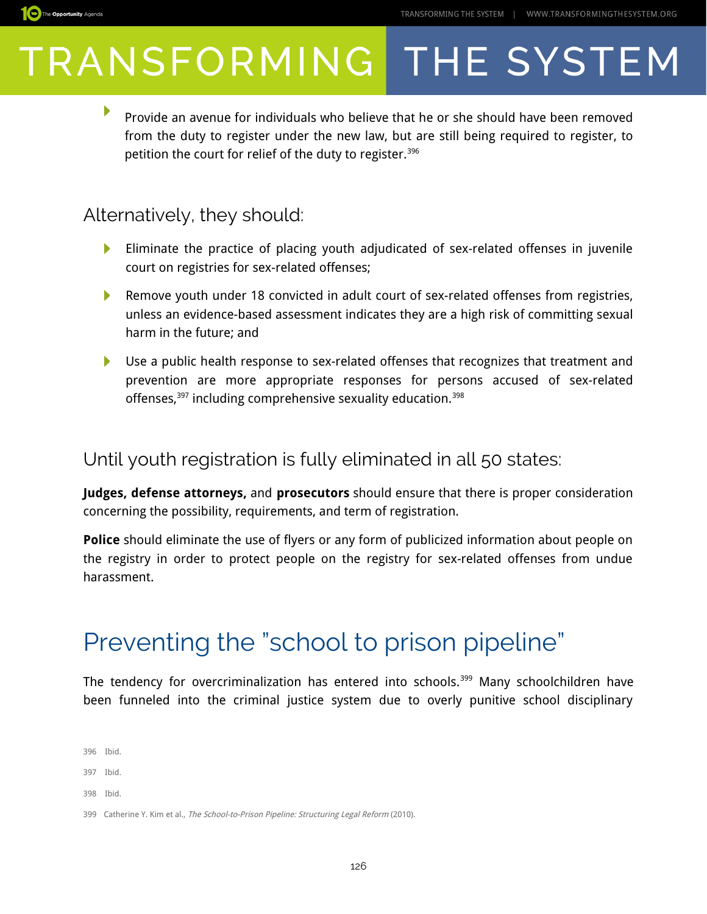- Provide an avenue for individuals who believe that he or she should have been removed from the duty to register under the new law, but are still being required to register, to petition the court for relief of the duty to register.[396]

### Alternatively, they should:

- Eliminate the practice of placing youth adjudicated of sex-related offenses in juvenile court on registries for sex-related offenses;
- Remove youth under 18 convicted in adult court of sex-related offenses from registries, unless an evidence-based assessment indicates they are a high risk of committing sexual harm in the future; and
- Use a public health response to sex-related offenses that recognizes that treatment and prevention are more appropriate responses for persons accused of sex-related offenses,[397] including comprehensive sexuality education.[398]

### Until youth registration is fully eliminated in all 50 states:

**Judges, defense attorneys,** and **prosecutors** should ensure that there is proper consideration concerning the possibility, requirements, and term of registration.

**Police** should eliminate the use of flyers or any form of publicized information about people on the registry in order to protect people on the registry for sex-related offenses from undue harassment.

## Preventing the "school to prison pipeline"

The tendency for overcriminalization has entered into schools.[399] Many schoolchildren have been funneled into the criminal justice system due to overly punitive school disciplinary

396 Ibid.

397 Ibid.

398 Ibid.

399 Catherine Y. Kim et al., *The School-to-Prison Pipeline: Structuring Legal Reform* (2010).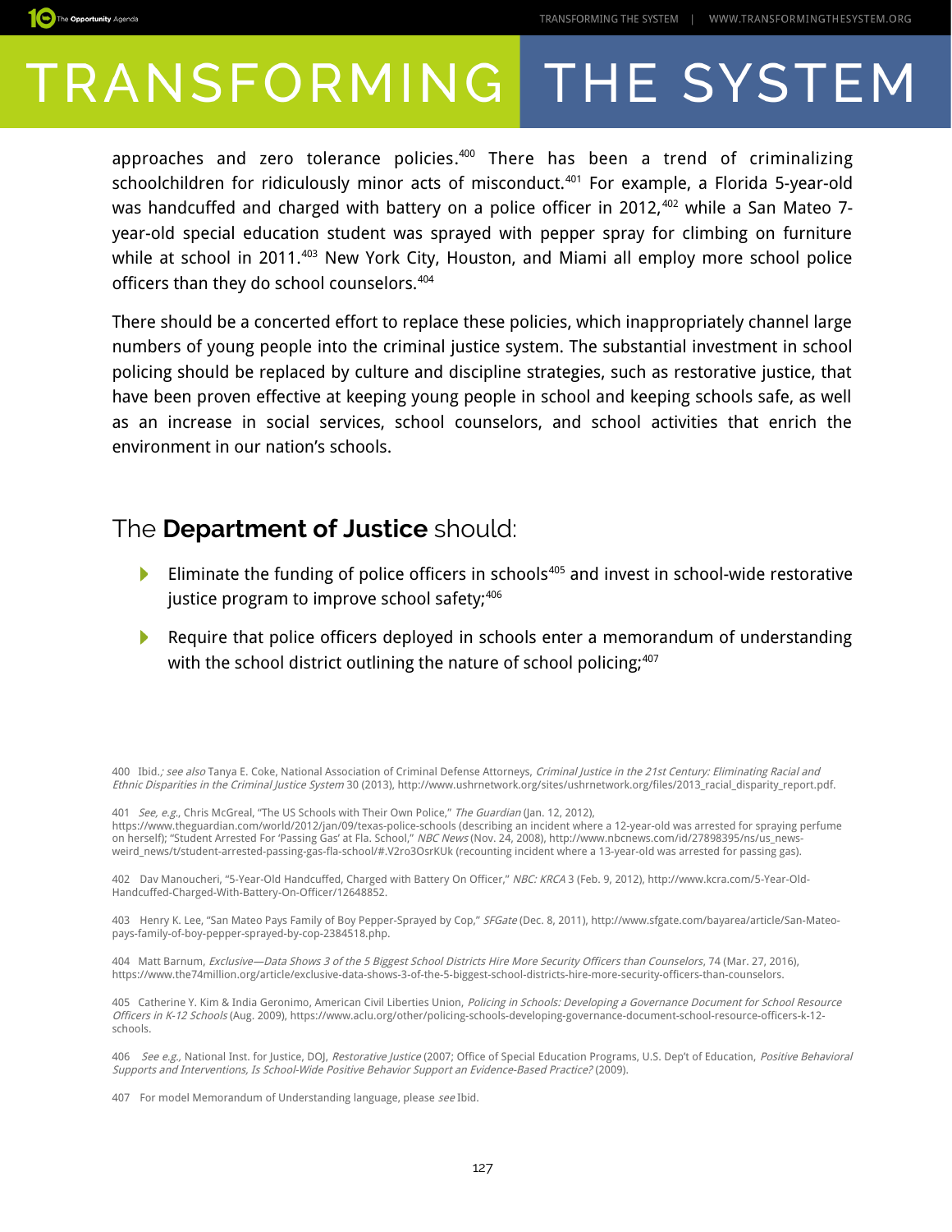approaches and zero tolerance policies.[400] There has been a trend of criminalizing schoolchildren for ridiculously minor acts of misconduct.[401] For example, a Florida 5-year-old was handcuffed and charged with battery on a police officer in 2012,[402] while a San Mateo 7-year-old special education student was sprayed with pepper spray for climbing on furniture while at school in 2011.[403] New York City, Houston, and Miami all employ more school police officers than they do school counselors.[404]

There should be a concerted effort to replace these policies, which inappropriately channel large numbers of young people into the criminal justice system. The substantial investment in school policing should be replaced by culture and discipline strategies, such as restorative justice, that have been proven effective at keeping young people in school and keeping schools safe, as well as an increase in social services, school counselors, and school activities that enrich the environment in our nation's schools.

## The **Department of Justice** should:

- Eliminate the funding of police officers in schools[405] and invest in school-wide restorative justice program to improve school safety;[406]
- Require that police officers deployed in schools enter a memorandum of understanding with the school district outlining the nature of school policing;[407]

---

400 Ibid.*; see also* Tanya E. Coke, National Association of Criminal Defense Attorneys, *Criminal Justice in the 21st Century: Eliminating Racial and Ethnic Disparities in the Criminal Justice System* 30 (2013), http://www.ushrnetwork.org/sites/ushrnetwork.org/files/2013_racial_disparity_report.pdf.

401 *See, e.g.*, Chris McGreal, "The US Schools with Their Own Police," *The Guardian* (Jan. 12, 2012), https://www.theguardian.com/world/2012/jan/09/texas-police-schools (describing an incident where a 12-year-old was arrested for spraying perfume on herself); "Student Arrested For 'Passing Gas' at Fla. School," *NBC News* (Nov. 24, 2008), http://www.nbcnews.com/id/27898395/ns/us_news-weird_news/t/student-arrested-passing-gas-fla-school/#.V2ro3OsrKUk (recounting incident where a 13-year-old was arrested for passing gas).

402 Dav Manoucheri, "5-Year-Old Handcuffed, Charged with Battery On Officer," *NBC: KRCA* 3 (Feb. 9, 2012), http://www.kcra.com/5-Year-Old-Handcuffed-Charged-With-Battery-On-Officer/12648852.

403 Henry K. Lee, "San Mateo Pays Family of Boy Pepper-Sprayed by Cop," *SFGate* (Dec. 8, 2011), http://www.sfgate.com/bayarea/article/San-Mateo-pays-family-of-boy-pepper-sprayed-by-cop-2384518.php.

404 Matt Barnum, *Exclusive—Data Shows 3 of the 5 Biggest School Districts Hire More Security Officers than Counselors*, 74 (Mar. 27, 2016), https://www.the74million.org/article/exclusive-data-shows-3-of-the-5-biggest-school-districts-hire-more-security-officers-than-counselors.

405 Catherine Y. Kim & India Geronimo, American Civil Liberties Union, *Policing in Schools: Developing a Governance Document for School Resource Officers in K-12 Schools* (Aug. 2009), https://www.aclu.org/other/policing-schools-developing-governance-document-school-resource-officers-k-12-schools.

406 *See e.g.,* National Inst. for Justice, DOJ, *Restorative Justice* (2007; Office of Special Education Programs, U.S. Dep't of Education, *Positive Behavioral Supports and Interventions, Is School-Wide Positive Behavior Support an Evidence-Based Practice?* (2009).

407 For model Memorandum of Understanding language, please *see* Ibid.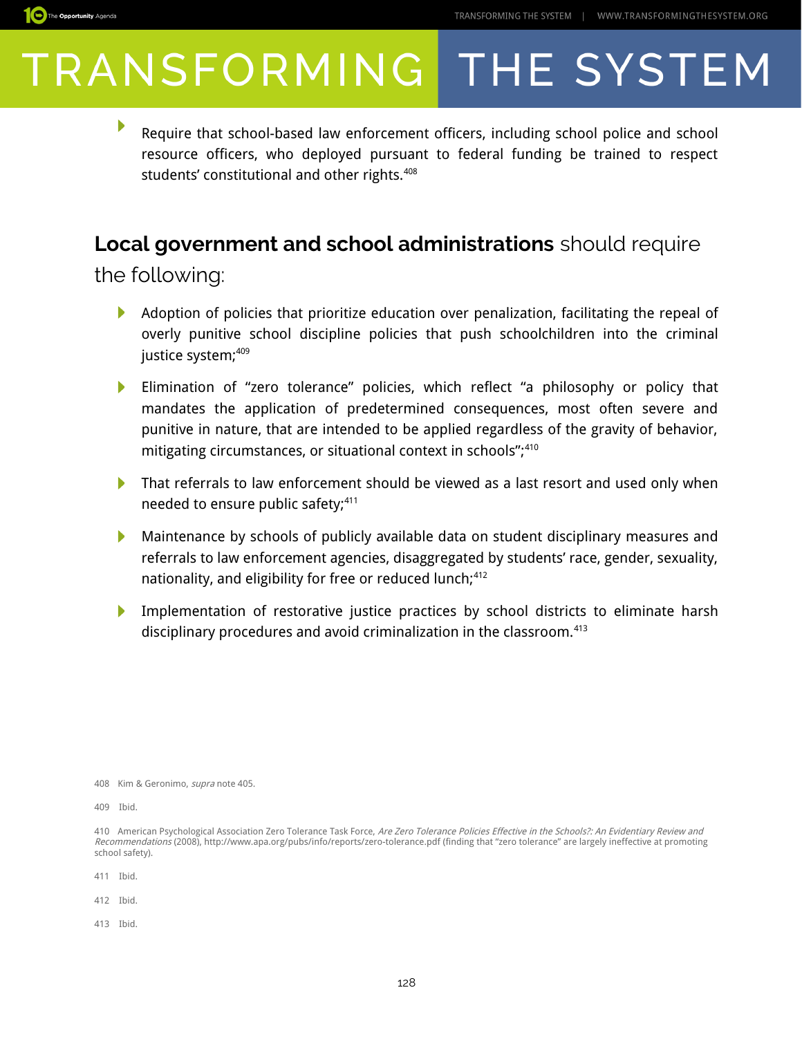- Require that school-based law enforcement officers, including school police and school resource officers, who deployed pursuant to federal funding be trained to respect students' constitutional and other rights.[408]

## **Local government and school administrations** should require the following:

- Adoption of policies that prioritize education over penalization, facilitating the repeal of overly punitive school discipline policies that push schoolchildren into the criminal justice system;[409]
- Elimination of "zero tolerance" policies, which reflect "a philosophy or policy that mandates the application of predetermined consequences, most often severe and punitive in nature, that are intended to be applied regardless of the gravity of behavior, mitigating circumstances, or situational context in schools";[410]
- That referrals to law enforcement should be viewed as a last resort and used only when needed to ensure public safety;[411]
- Maintenance by schools of publicly available data on student disciplinary measures and referrals to law enforcement agencies, disaggregated by students' race, gender, sexuality, nationality, and eligibility for free or reduced lunch;[412]
- Implementation of restorative justice practices by school districts to eliminate harsh disciplinary procedures and avoid criminalization in the classroom.[413]

408 Kim & Geronimo, *supra* note 405.

409 Ibid.

410 American Psychological Association Zero Tolerance Task Force, *Are Zero Tolerance Policies Effective in the Schools?: An Evidentiary Review and Recommendations* (2008), http://www.apa.org/pubs/info/reports/zero-tolerance.pdf (finding that "zero tolerance" are largely ineffective at promoting school safety).

411 Ibid.

412 Ibid.

413 Ibid.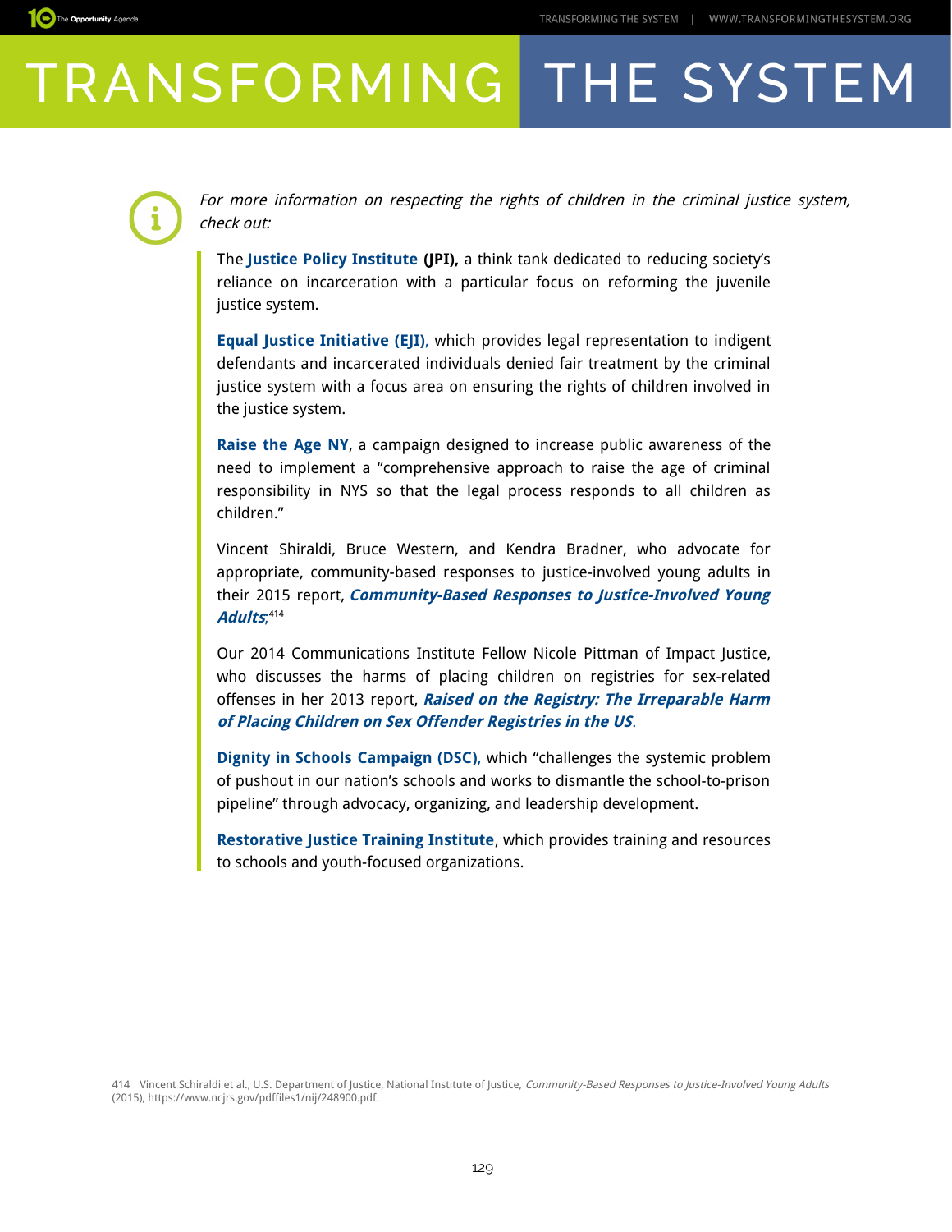*For more information on respecting the rights of children in the criminal justice system, check out:*

The **Justice Policy Institute (JPI),** a think tank dedicated to reducing society's reliance on incarceration with a particular focus on reforming the juvenile justice system.

**Equal Justice Initiative (EJI),** which provides legal representation to indigent defendants and incarcerated individuals denied fair treatment by the criminal justice system with a focus area on ensuring the rights of children involved in the justice system.

**Raise the Age NY**, a campaign designed to increase public awareness of the need to implement a "comprehensive approach to raise the age of criminal responsibility in NYS so that the legal process responds to all children as children."

Vincent Shiraldi, Bruce Western, and Kendra Bradner, who advocate for appropriate, community-based responses to justice-involved young adults in their 2015 report, ***Community-Based Responses to Justice-Involved Young Adults***;[414]

Our 2014 Communications Institute Fellow Nicole Pittman of Impact Justice, who discusses the harms of placing children on registries for sex-related offenses in her 2013 report, ***Raised on the Registry: The Irreparable Harm of Placing Children on Sex Offender Registries in the US***.

**Dignity in Schools Campaign (DSC),** which "challenges the systemic problem of pushout in our nation's schools and works to dismantle the school-to-prison pipeline" through advocacy, organizing, and leadership development.

**Restorative Justice Training Institute**, which provides training and resources to schools and youth-focused organizations.

414 Vincent Schiraldi et al., U.S. Department of Justice, National Institute of Justice, *Community-Based Responses to Justice-Involved Young Adults* (2015), https://www.ncjrs.gov/pdffiles1/nij/248900.pdf.